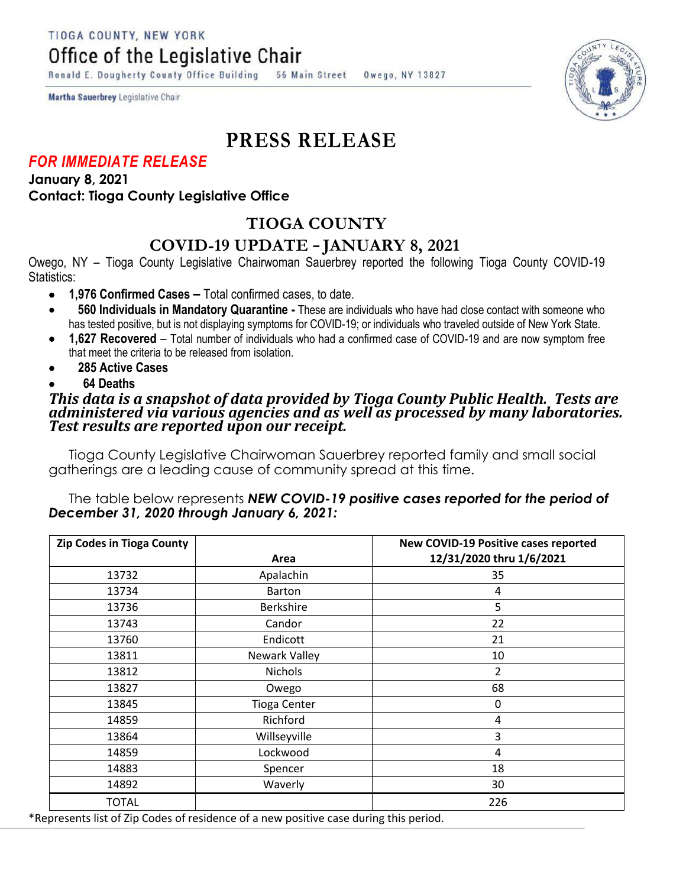TIOGA COUNTY, NEW YORK

# Office of the Legislative Chair

Ronald E. Dougherty County Office Building 56 Main Street Owego, NY 13827

**Martha Sauerbrey** Legislative Chair

# PRESS RELEASE

***FOR IMMEDIATE RELEASE***

**January 8, 2021**

**Contact: Tioga County Legislative Office**

## TIOGA COUNTY

## COVID-19 UPDATE – JANUARY 8, 2021

Owego, NY – Tioga County Legislative Chairwoman Sauerbrey reported the following Tioga County COVID-19 Statistics:

- **1,976 Confirmed Cases –** Total confirmed cases, to date.
- **560 Individuals in Mandatory Quarantine -** These are individuals who have had close contact with someone who has tested positive, but is not displaying symptoms for COVID-19; or individuals who traveled outside of New York State.
- **1,627 Recovered** – Total number of individuals who had a confirmed case of COVID-19 and are now symptom free that meet the criteria to be released from isolation.
- **285 Active Cases**
- **64 Deaths**

***This data is a snapshot of data provided by Tioga County Public Health. Tests are administered via various agencies and as well as processed by many laboratories. Test results are reported upon our receipt.***

Tioga County Legislative Chairwoman Sauerbrey reported family and small social gatherings are a leading cause of community spread at this time.

The table below represents ***NEW COVID-19 positive cases reported for the period of December 31, 2020 through January 6, 2021:***

| Zip Codes in Tioga County | Area | New COVID-19 Positive cases reported 12/31/2020 thru 1/6/2021 |
|---|---|---|
| 13732 | Apalachin | 35 |
| 13734 | Barton | 4 |
| 13736 | Berkshire | 5 |
| 13743 | Candor | 22 |
| 13760 | Endicott | 21 |
| 13811 | Newark Valley | 10 |
| 13812 | Nichols | 2 |
| 13827 | Owego | 68 |
| 13845 | Tioga Center | 0 |
| 14859 | Richford | 4 |
| 13864 | Willseyville | 3 |
| 14859 | Lockwood | 4 |
| 14883 | Spencer | 18 |
| 14892 | Waverly | 30 |
| TOTAL | | 226 |

*Represents list of Zip Codes of residence of a new positive case during this period.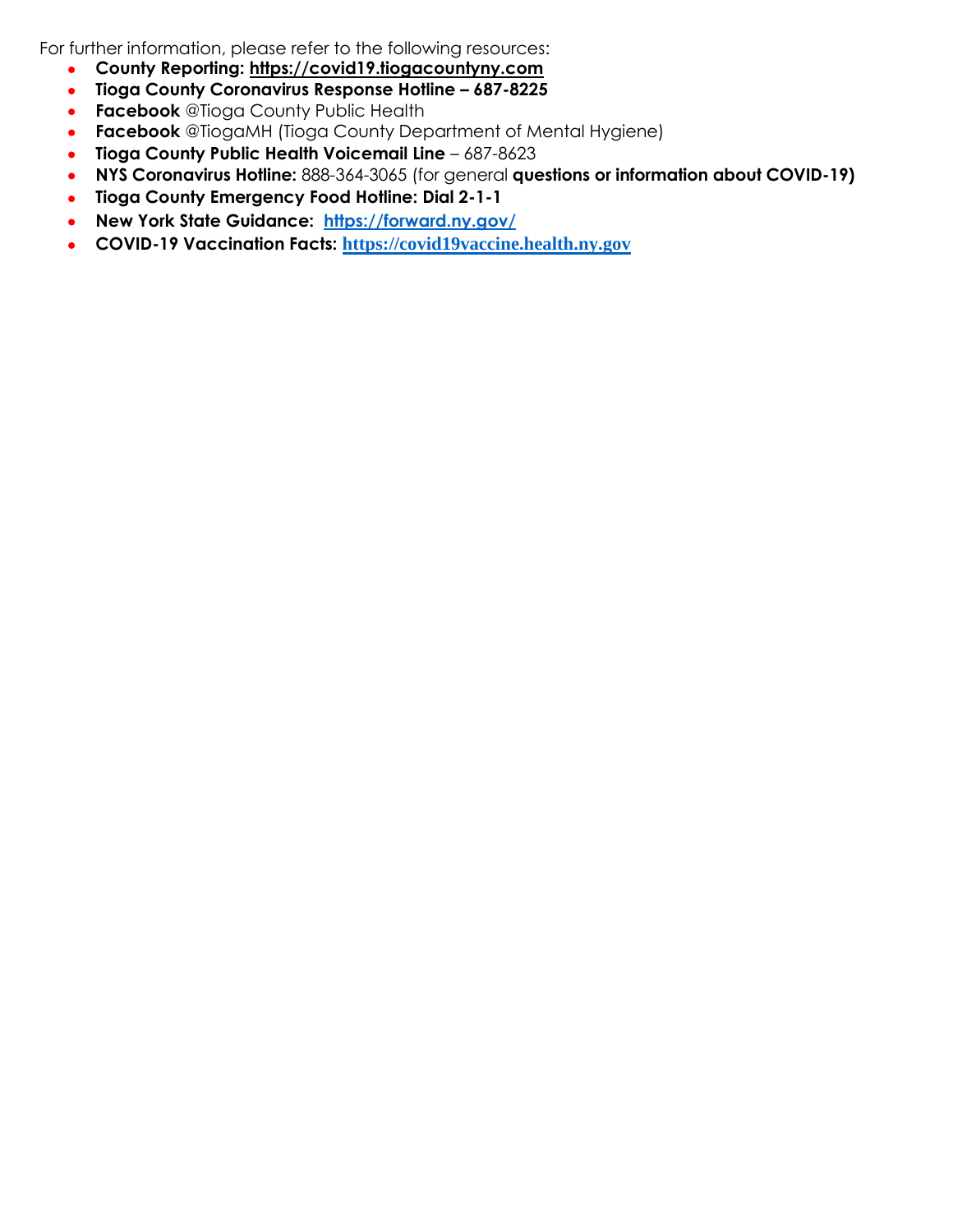For further information, please refer to the following resources:

- **County Reporting: https://covid19.tiogacountyny.com**
- **Tioga County Coronavirus Response Hotline – 687-8225**
- **Facebook** @Tioga County Public Health
- **Facebook** @TiogaMH (Tioga County Department of Mental Hygiene)
- **Tioga County Public Health Voicemail Line** – 687-8623
- **NYS Coronavirus Hotline:** 888-364-3065 (for general **questions or information about COVID-19)**
- **Tioga County Emergency Food Hotline: Dial 2-1-1**
- **New York State Guidance: https://forward.ny.gov/**
- **COVID-19 Vaccination Facts: https://covid19vaccine.health.ny.gov**